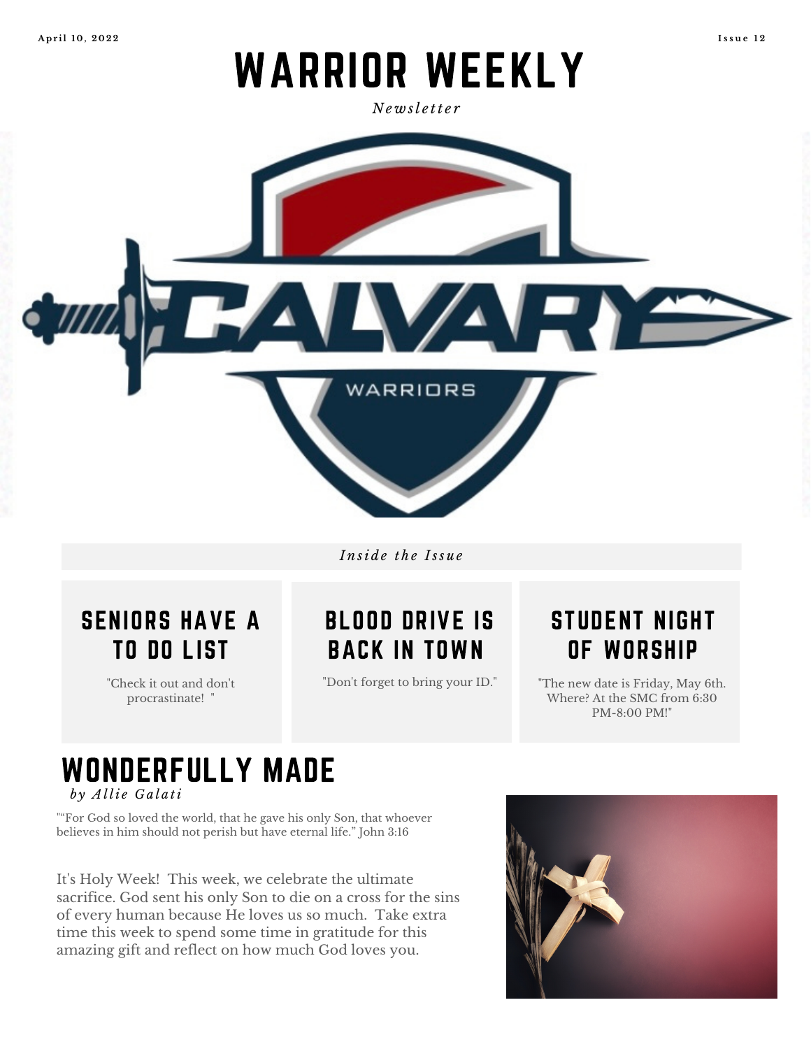April 10, 2022

Issue 12

# WARRIOR WEEKLY

*Newsletter*

*Inside the Issue*

### SENIORS HAVE A TO DO LIST

"Check it out and don't procrastinate! "

### BLOOD DRIVE IS BACK IN TOWN

"Don't forget to bring your ID."

### STUDENT NIGHT OF WORSHIP

"The new date is Friday, May 6th. Where? At the SMC from 6:30 PM-8:00 PM!"

## WONDERFULLY MADE

*by Allie Galati*

"“For God so loved the world, that he gave his only Son, that whoever believes in him should not perish but have eternal life.” John 3:16

It's Holy Week! This week, we celebrate the ultimate sacrifice. God sent his only Son to die on a cross for the sins of every human because He loves us so much. Take extra time this week to spend some time in gratitude for this amazing gift and reflect on how much God loves you.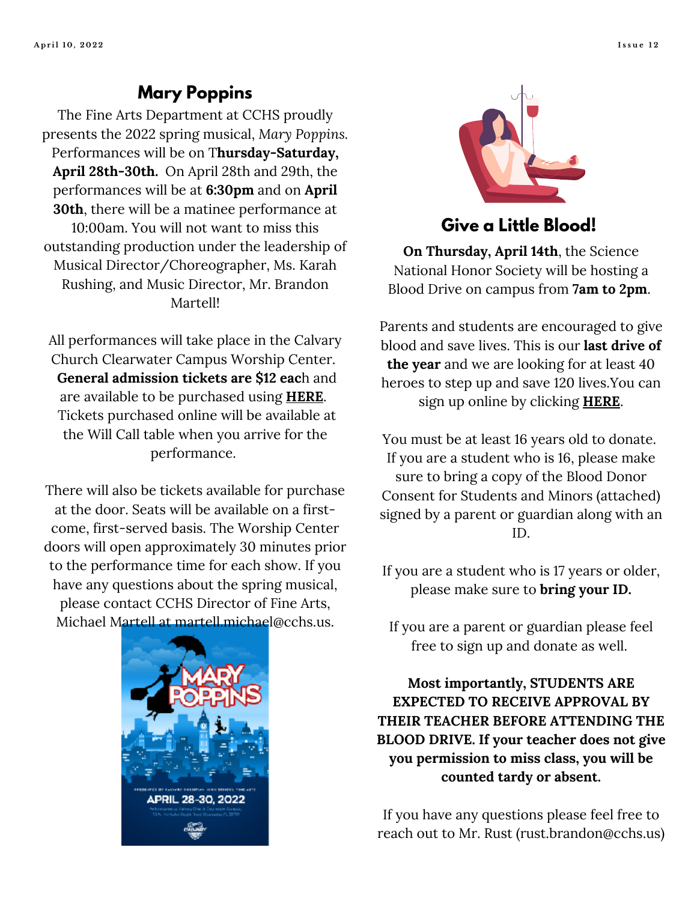## Mary Poppins

The Fine Arts Department at CCHS proudly presents the 2022 spring musical, *Mary Poppins*. Performances will be on T**hursday-Saturday, April 28th-30th.** On April 28th and 29th, the performances will be at **6:30pm** and on **April 30th**, there will be a matinee performance at 10:00am. You will not want to miss this outstanding production under the leadership of Musical Director/Choreographer, Ms. Karah Rushing, and Music Director, Mr. Brandon Martell!

All performances will take place in the Calvary Church Clearwater Campus Worship Center. **General admission tickets are $12 eac**h and are available to be purchased using **HERE**. Tickets purchased online will be available at the Will Call table when you arrive for the performance.

There will also be tickets available for purchase at the door. Seats will be available on a first-come, first-served basis. The Worship Center doors will open approximately 30 minutes prior to the performance time for each show. If you have any questions about the spring musical, please contact CCHS Director of Fine Arts, Michael Martell at martell.michael@cchs.us.

## Give a Little Blood!

**On Thursday, April 14th**, the Science National Honor Society will be hosting a Blood Drive on campus from **7am to 2pm**.

Parents and students are encouraged to give blood and save lives. This is our **last drive of the year** and we are looking for at least 40 heroes to step up and save 120 lives.You can sign up online by clicking **HERE**.

You must be at least 16 years old to donate. If you are a student who is 16, please make sure to bring a copy of the Blood Donor Consent for Students and Minors (attached) signed by a parent or guardian along with an ID.

If you are a student who is 17 years or older, please make sure to **bring your ID.**

If you are a parent or guardian please feel free to sign up and donate as well.

**Most importantly, STUDENTS ARE EXPECTED TO RECEIVE APPROVAL BY THEIR TEACHER BEFORE ATTENDING THE BLOOD DRIVE. If your teacher does not give you permission to miss class, you will be counted tardy or absent.**

If you have any questions please feel free to reach out to Mr. Rust (rust.brandon@cchs.us)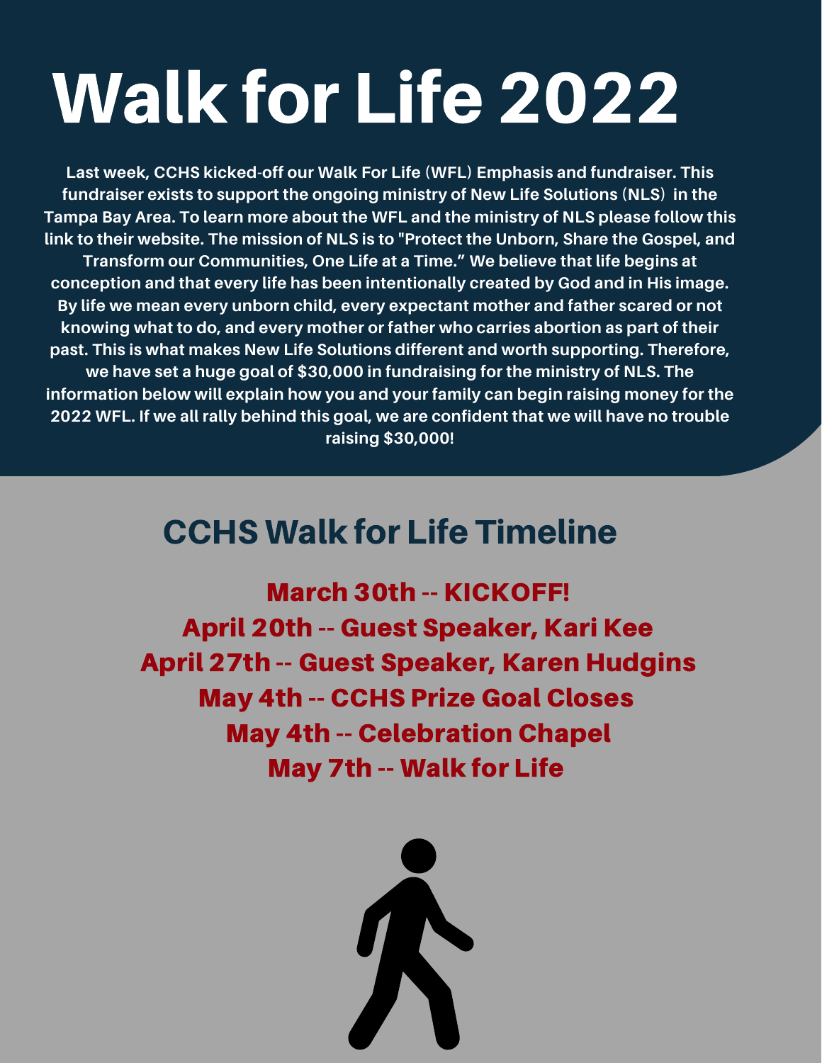# Walk for Life 2022

**Last week, CCHS kicked-off our Walk For Life (WFL) Emphasis and fundraiser. This fundraiser exists to support the ongoing ministry of New Life Solutions (NLS) in the Tampa Bay Area. To learn more about the WFL and the ministry of NLS please follow this link to their website. The mission of NLS is to "Protect the Unborn, Share the Gospel, and Transform our Communities, One Life at a Time." We believe that life begins at conception and that every life has been intentionally created by God and in His image. By life we mean every unborn child, every expectant mother and father scared or not knowing what to do, and every mother or father who carries abortion as part of their past. This is what makes New Life Solutions different and worth supporting. Therefore, we have set a huge goal of $30,000 in fundraising for the ministry of NLS. The information below will explain how you and your family can begin raising money for the 2022 WFL. If we all rally behind this goal, we are confident that we will have no trouble raising $30,000!**

## CCHS Walk for Life Timeline

March 30th -- KICKOFF!

April 20th -- Guest Speaker, Kari Kee

April 27th -- Guest Speaker, Karen Hudgins

May 4th -- CCHS Prize Goal Closes

May 4th -- Celebration Chapel

May 7th -- Walk for Life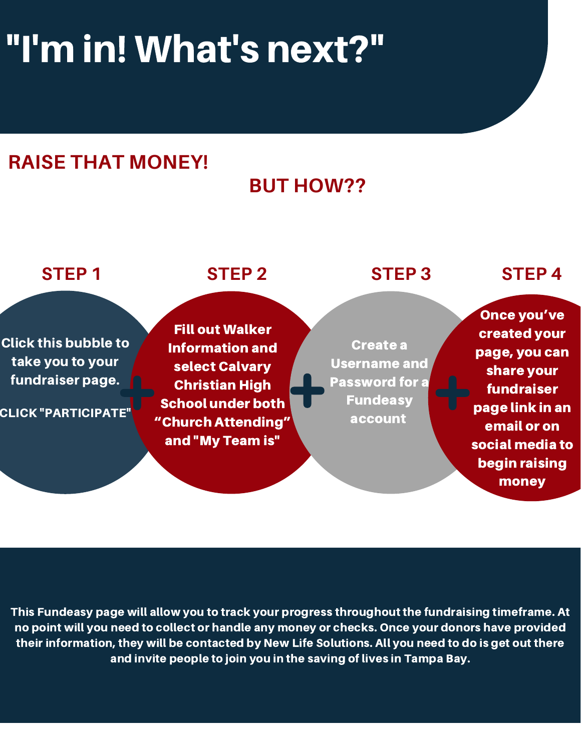# "I'm in! What's next?"

## RAISE THAT MONEY!

## BUT HOW??

### STEP 1

Click this bubble to take you to your fundraiser page.

CLICK "PARTICIPATE"

### STEP 2

Fill out Walker Information and select Calvary Christian High School under both “Church Attending” and "My Team is"

### STEP 3

Create a Username and Password for a Fundeasy account

### STEP 4

Once you’ve created your page, you can share your fundraiser page link in an email or on social media to begin raising money

**This Fundeasy page will allow you to track your progress throughout the fundraising timeframe. At no point will you need to collect or handle any money or checks. Once your donors have provided their information, they will be contacted by New Life Solutions. All you need to do is get out there and invite people to join you in the saving of lives in Tampa Bay.**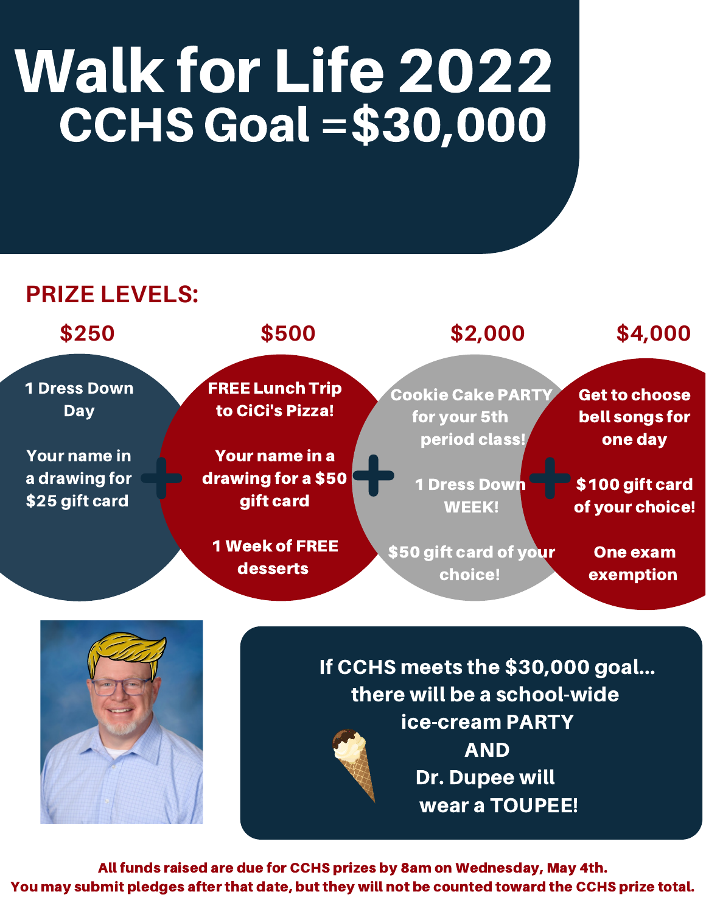# Walk for Life 2022

## CCHS Goal =$30,000

**PRIZE LEVELS:**

**$250**

1 Dress Down Day

Your name in a drawing for $25 gift card

**+**

**$500**

FREE Lunch Trip to CiCi's Pizza!

Your name in a drawing for a $50 gift card

1 Week of FREE desserts

**+**

**$2,000**

Cookie Cake PARTY for your 5th period class!

1 Dress Down WEEK!

$50 gift card of your choice!

**+**

**$4,000**

Get to choose bell songs for one day

$100 gift card of your choice!

One exam exemption

If CCHS meets the $30,000 goal... there will be a school-wide ice-cream PARTY AND Dr. Dupee will wear a TOUPEE!

**All funds raised are due for CCHS prizes by 8am on Wednesday, May 4th.**
**You may submit pledges after that date, but they will not be counted toward the CCHS prize total.**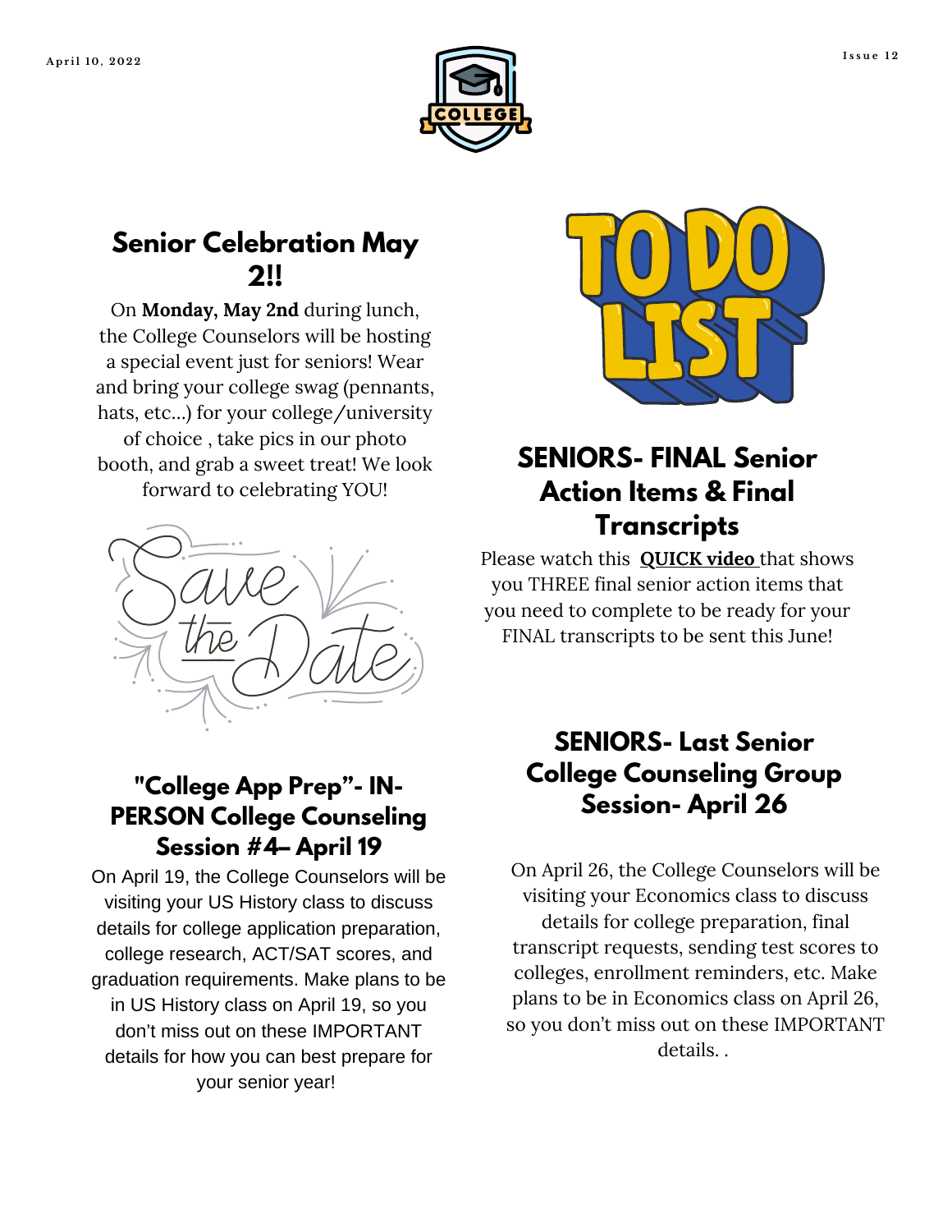## Senior Celebration May 2!!

On **Monday, May 2nd** during lunch, the College Counselors will be hosting a special event just for seniors! Wear and bring your college swag (pennants, hats, etc...) for your college/university of choice , take pics in our photo booth, and grab a sweet treat! We look forward to celebrating YOU!

## "College App Prep"- IN-PERSON College Counseling Session #4– April 19

On April 19, the College Counselors will be visiting your US History class to discuss details for college application preparation, college research, ACT/SAT scores, and graduation requirements. Make plans to be in US History class on April 19, so you don't miss out on these IMPORTANT details for how you can best prepare for your senior year!

## SENIORS- FINAL Senior Action Items & Final Transcripts

Please watch this **QUICK video** that shows you THREE final senior action items that you need to complete to be ready for your FINAL transcripts to be sent this June!

## SENIORS- Last Senior College Counseling Group Session- April 26

On April 26, the College Counselors will be visiting your Economics class to discuss details for college preparation, final transcript requests, sending test scores to colleges, enrollment reminders, etc. Make plans to be in Economics class on April 26, so you don't miss out on these IMPORTANT details. .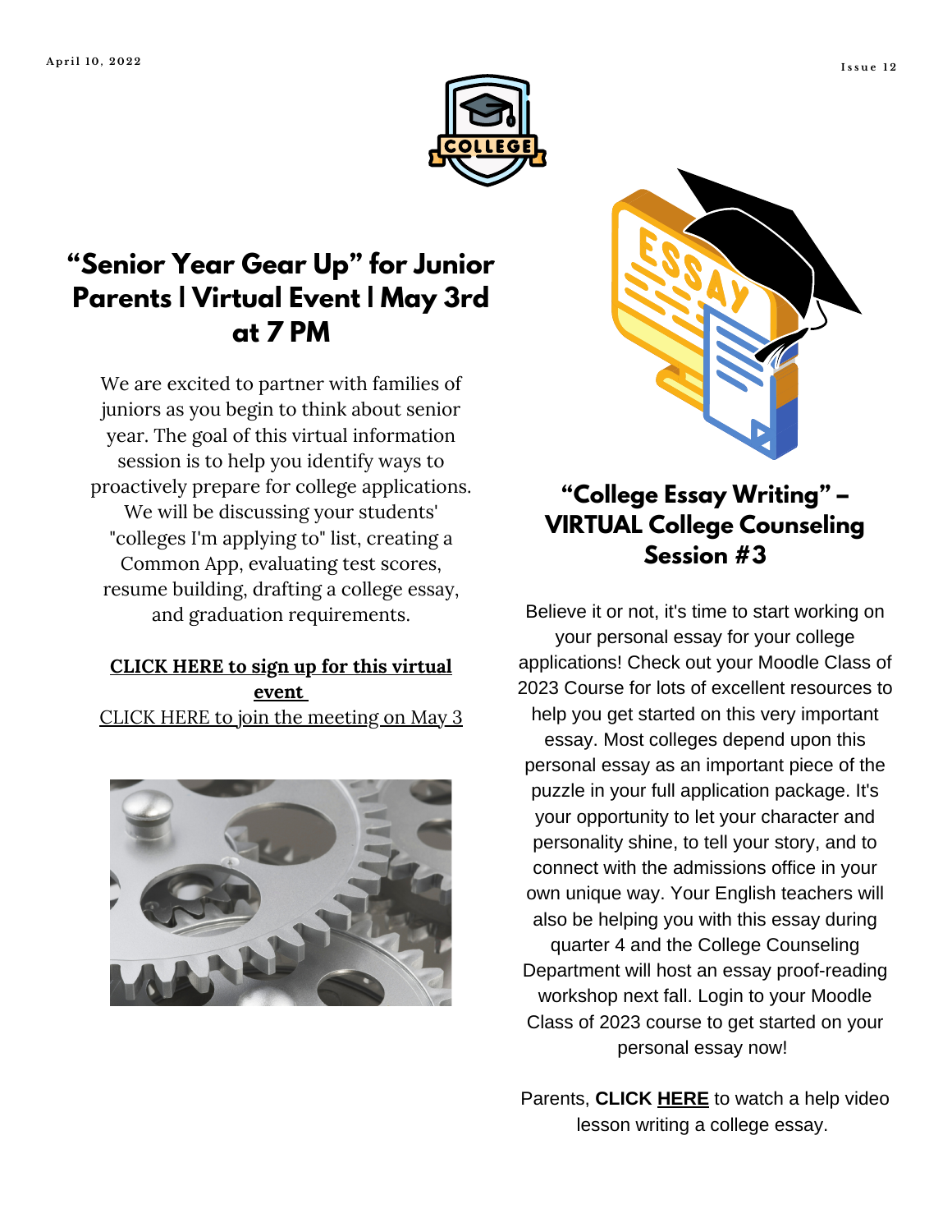## "Senior Year Gear Up" for Junior Parents | Virtual Event | May 3rd at 7 PM

We are excited to partner with families of juniors as you begin to think about senior year. The goal of this virtual information session is to help you identify ways to proactively prepare for college applications. We will be discussing your students' "colleges I'm applying to" list, creating a Common App, evaluating test scores, resume building, drafting a college essay, and graduation requirements.

**CLICK HERE to sign up for this virtual event**

CLICK HERE to join the meeting on May 3

## "College Essay Writing" – VIRTUAL College Counseling Session #3

Believe it or not, it's time to start working on your personal essay for your college applications! Check out your Moodle Class of 2023 Course for lots of excellent resources to help you get started on this very important essay. Most colleges depend upon this personal essay as an important piece of the puzzle in your full application package. It's your opportunity to let your character and personality shine, to tell your story, and to connect with the admissions office in your own unique way. Your English teachers will also be helping you with this essay during quarter 4 and the College Counseling Department will host an essay proof-reading workshop next fall. Login to your Moodle Class of 2023 course to get started on your personal essay now!

Parents, **CLICK HERE** to watch a help video lesson writing a college essay.